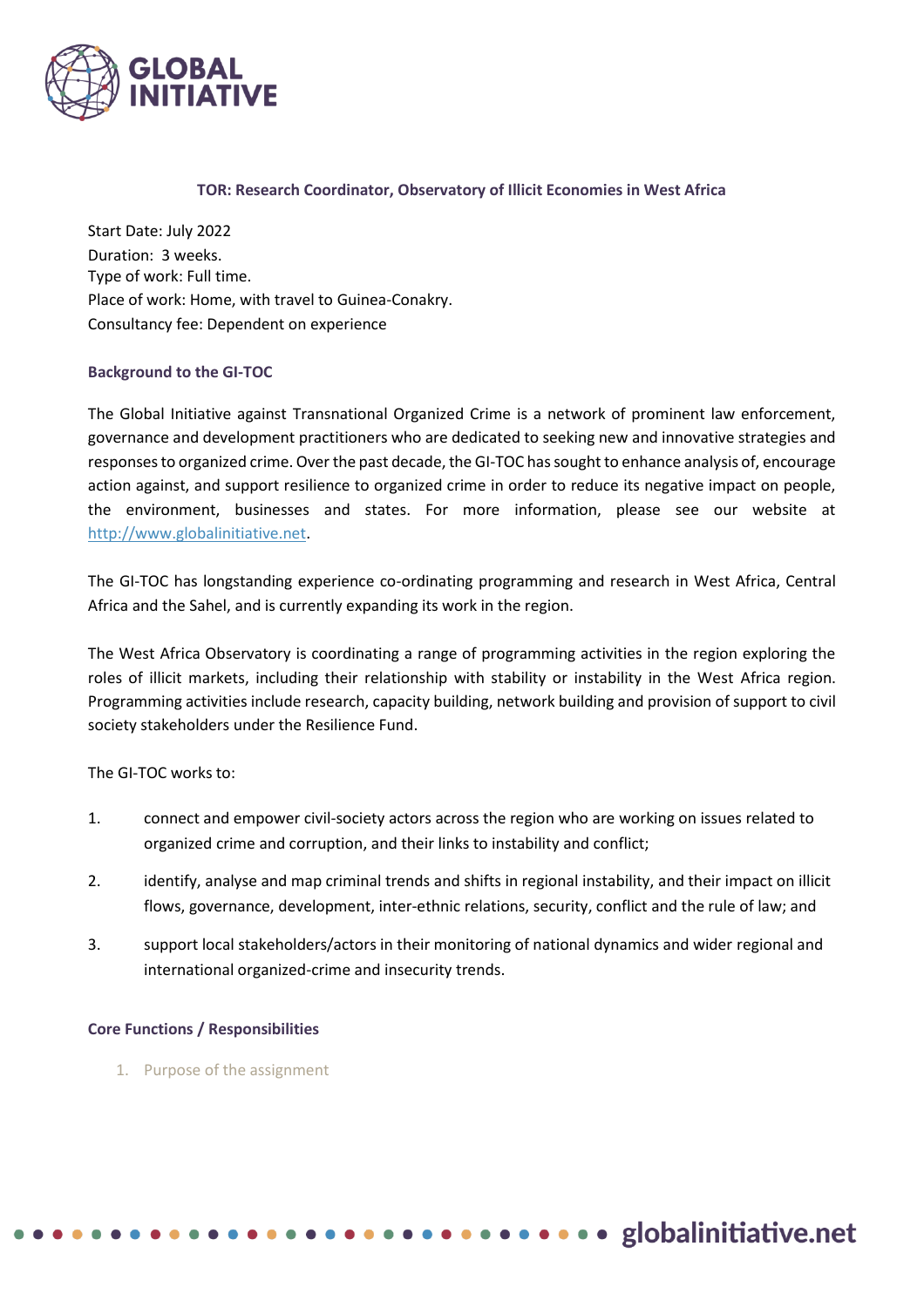# TOR: Research Coordinator, Observatory of Illicit Economies in West Africa

Start Date: July 2022
Duration: 3 weeks.
Type of work: Full time.
Place of work: Home, with travel to Guinea-Conakry.
Consultancy fee: Dependent on experience

## Background to the GI-TOC

The Global Initiative against Transnational Organized Crime is a network of prominent law enforcement, governance and development practitioners who are dedicated to seeking new and innovative strategies and responses to organized crime. Over the past decade, the GI-TOC has sought to enhance analysis of, encourage action against, and support resilience to organized crime in order to reduce its negative impact on people, the environment, businesses and states. For more information, please see our website at http://www.globalinitiative.net.

The GI-TOC has longstanding experience co-ordinating programming and research in West Africa, Central Africa and the Sahel, and is currently expanding its work in the region.

The West Africa Observatory is coordinating a range of programming activities in the region exploring the roles of illicit markets, including their relationship with stability or instability in the West Africa region. Programming activities include research, capacity building, network building and provision of support to civil society stakeholders under the Resilience Fund.

The GI-TOC works to:

1. connect and empower civil-society actors across the region who are working on issues related to organized crime and corruption, and their links to instability and conflict;
2. identify, analyse and map criminal trends and shifts in regional instability, and their impact on illicit flows, governance, development, inter-ethnic relations, security, conflict and the rule of law; and
3. support local stakeholders/actors in their monitoring of national dynamics and wider regional and international organized-crime and insecurity trends.

## Core Functions / Responsibilities

1. Purpose of the assignment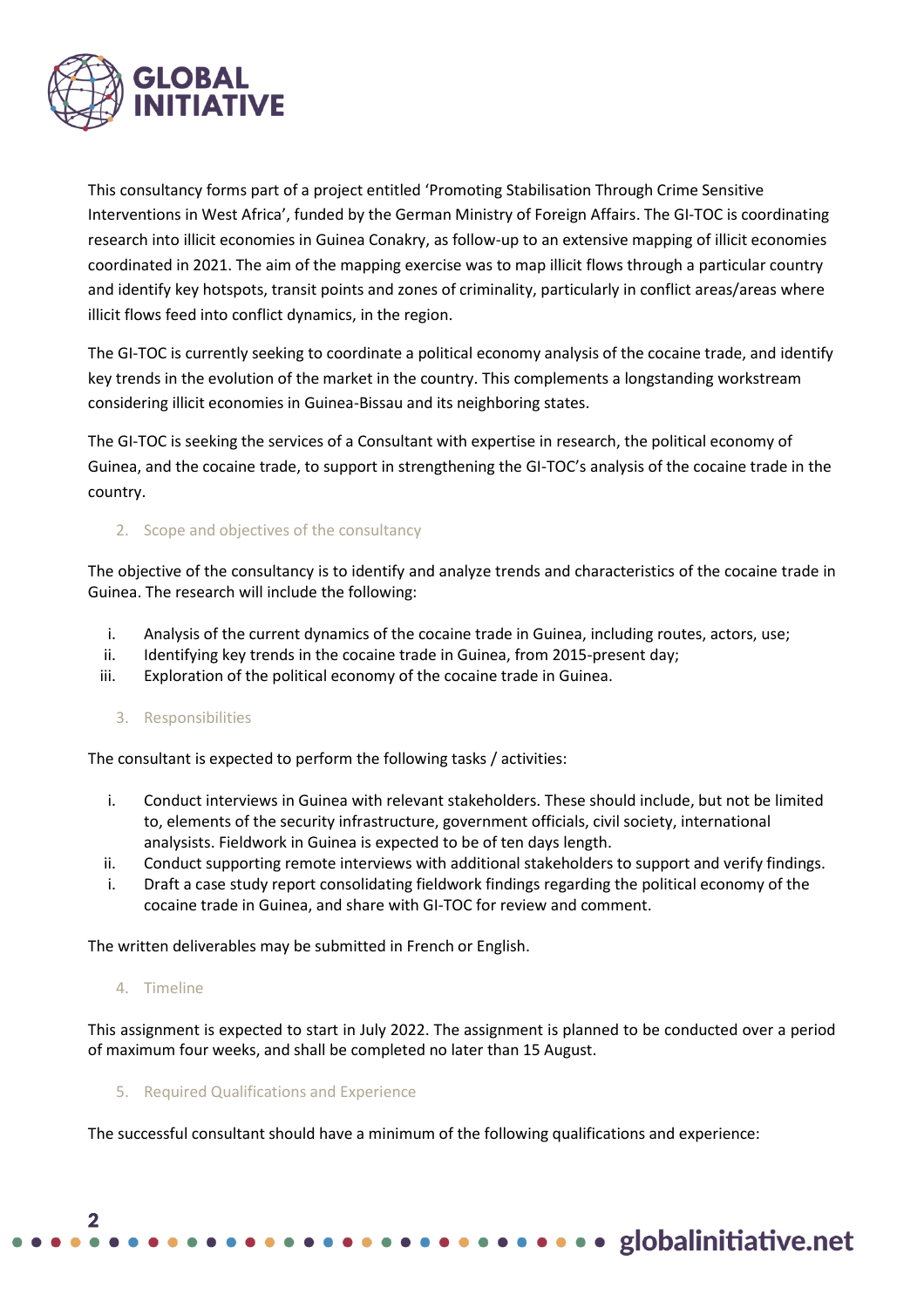This consultancy forms part of a project entitled 'Promoting Stabilisation Through Crime Sensitive Interventions in West Africa', funded by the German Ministry of Foreign Affairs. The GI-TOC is coordinating research into illicit economies in Guinea Conakry, as follow-up to an extensive mapping of illicit economies coordinated in 2021. The aim of the mapping exercise was to map illicit flows through a particular country and identify key hotspots, transit points and zones of criminality, particularly in conflict areas/areas where illicit flows feed into conflict dynamics, in the region.

The GI-TOC is currently seeking to coordinate a political economy analysis of the cocaine trade, and identify key trends in the evolution of the market in the country. This complements a longstanding workstream considering illicit economies in Guinea-Bissau and its neighboring states.

The GI-TOC is seeking the services of a Consultant with expertise in research, the political economy of Guinea, and the cocaine trade, to support in strengthening the GI-TOC's analysis of the cocaine trade in the country.

## 2. Scope and objectives of the consultancy

The objective of the consultancy is to identify and analyze trends and characteristics of the cocaine trade in Guinea. The research will include the following:

i. Analysis of the current dynamics of the cocaine trade in Guinea, including routes, actors, use;
ii. Identifying key trends in the cocaine trade in Guinea, from 2015-present day;
iii. Exploration of the political economy of the cocaine trade in Guinea.

## 3. Responsibilities

The consultant is expected to perform the following tasks / activities:

i. Conduct interviews in Guinea with relevant stakeholders. These should include, but not be limited to, elements of the security infrastructure, government officials, civil society, international analysists. Fieldwork in Guinea is expected to be of ten days length.
ii. Conduct supporting remote interviews with additional stakeholders to support and verify findings.
i. Draft a case study report consolidating fieldwork findings regarding the political economy of the cocaine trade in Guinea, and share with GI-TOC for review and comment.

The written deliverables may be submitted in French or English.

## 4. Timeline

This assignment is expected to start in July 2022. The assignment is planned to be conducted over a period of maximum four weeks, and shall be completed no later than 15 August.

## 5. Required Qualifications and Experience

The successful consultant should have a minimum of the following qualifications and experience: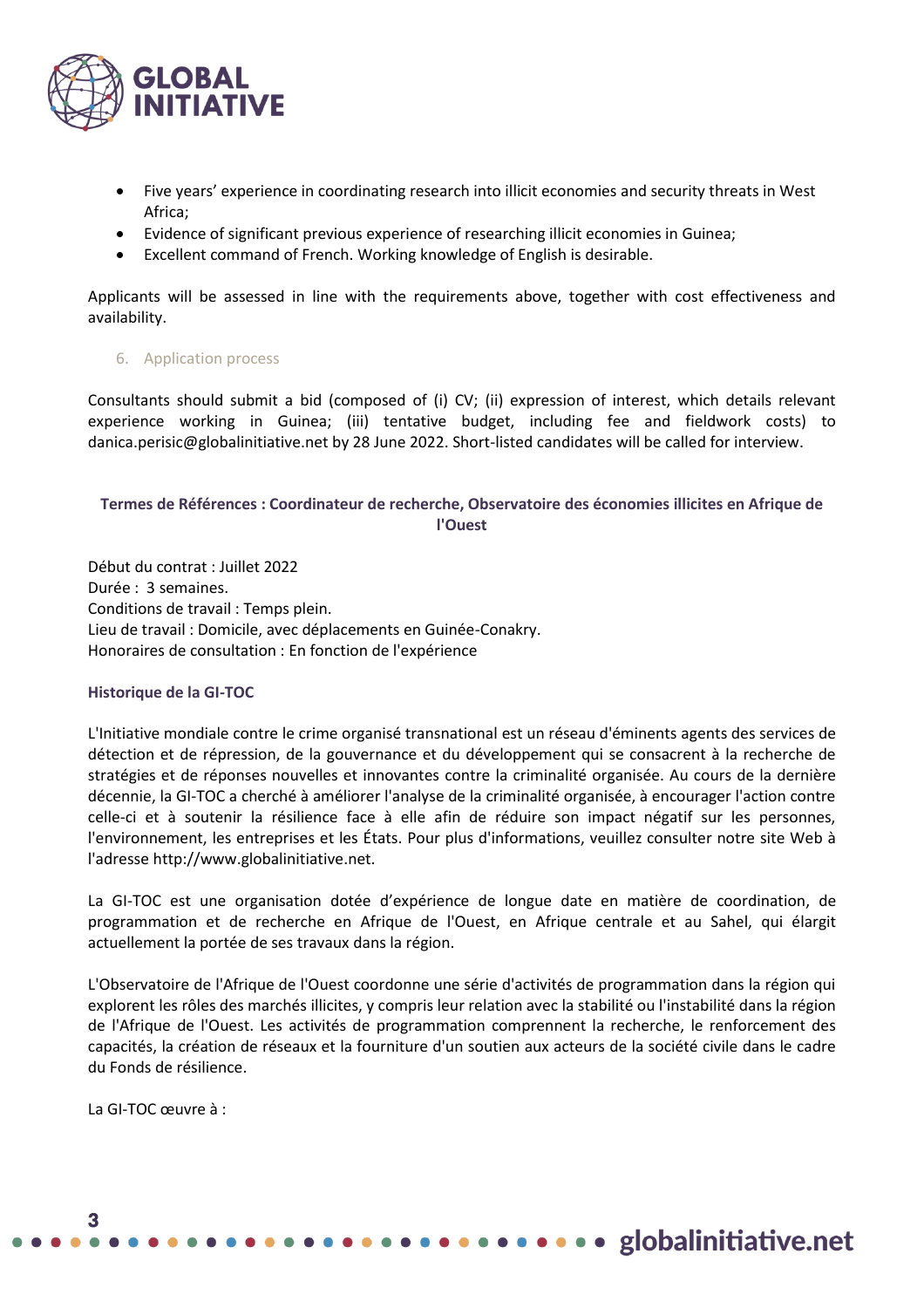- Five years' experience in coordinating research into illicit economies and security threats in West Africa;
- Evidence of significant previous experience of researching illicit economies in Guinea;
- Excellent command of French. Working knowledge of English is desirable.

Applicants will be assessed in line with the requirements above, together with cost effectiveness and availability.

## 6. Application process

Consultants should submit a bid (composed of (i) CV; (ii) expression of interest, which details relevant experience working in Guinea; (iii) tentative budget, including fee and fieldwork costs) to danica.perisic@globalinitiative.net by 28 June 2022. Short-listed candidates will be called for interview.

## Termes de Références : Coordinateur de recherche, Observatoire des économies illicites en Afrique de l'Ouest

Début du contrat : Juillet 2022
Durée : 3 semaines.
Conditions de travail : Temps plein.
Lieu de travail : Domicile, avec déplacements en Guinée-Conakry.
Honoraires de consultation : En fonction de l'expérience

### Historique de la GI-TOC

L'Initiative mondiale contre le crime organisé transnational est un réseau d'éminents agents des services de détection et de répression, de la gouvernance et du développement qui se consacrent à la recherche de stratégies et de réponses nouvelles et innovantes contre la criminalité organisée. Au cours de la dernière décennie, la GI-TOC a cherché à améliorer l'analyse de la criminalité organisée, à encourager l'action contre celle-ci et à soutenir la résilience face à elle afin de réduire son impact négatif sur les personnes, l'environnement, les entreprises et les États. Pour plus d'informations, veuillez consulter notre site Web à l'adresse http://www.globalinitiative.net.

La GI-TOC est une organisation dotée d'expérience de longue date en matière de coordination, de programmation et de recherche en Afrique de l'Ouest, en Afrique centrale et au Sahel, qui élargit actuellement la portée de ses travaux dans la région.

L'Observatoire de l'Afrique de l'Ouest coordonne une série d'activités de programmation dans la région qui explorent les rôles des marchés illicites, y compris leur relation avec la stabilité ou l'instabilité dans la région de l'Afrique de l'Ouest. Les activités de programmation comprennent la recherche, le renforcement des capacités, la création de réseaux et la fourniture d'un soutien aux acteurs de la société civile dans le cadre du Fonds de résilience.

La GI-TOC œuvre à :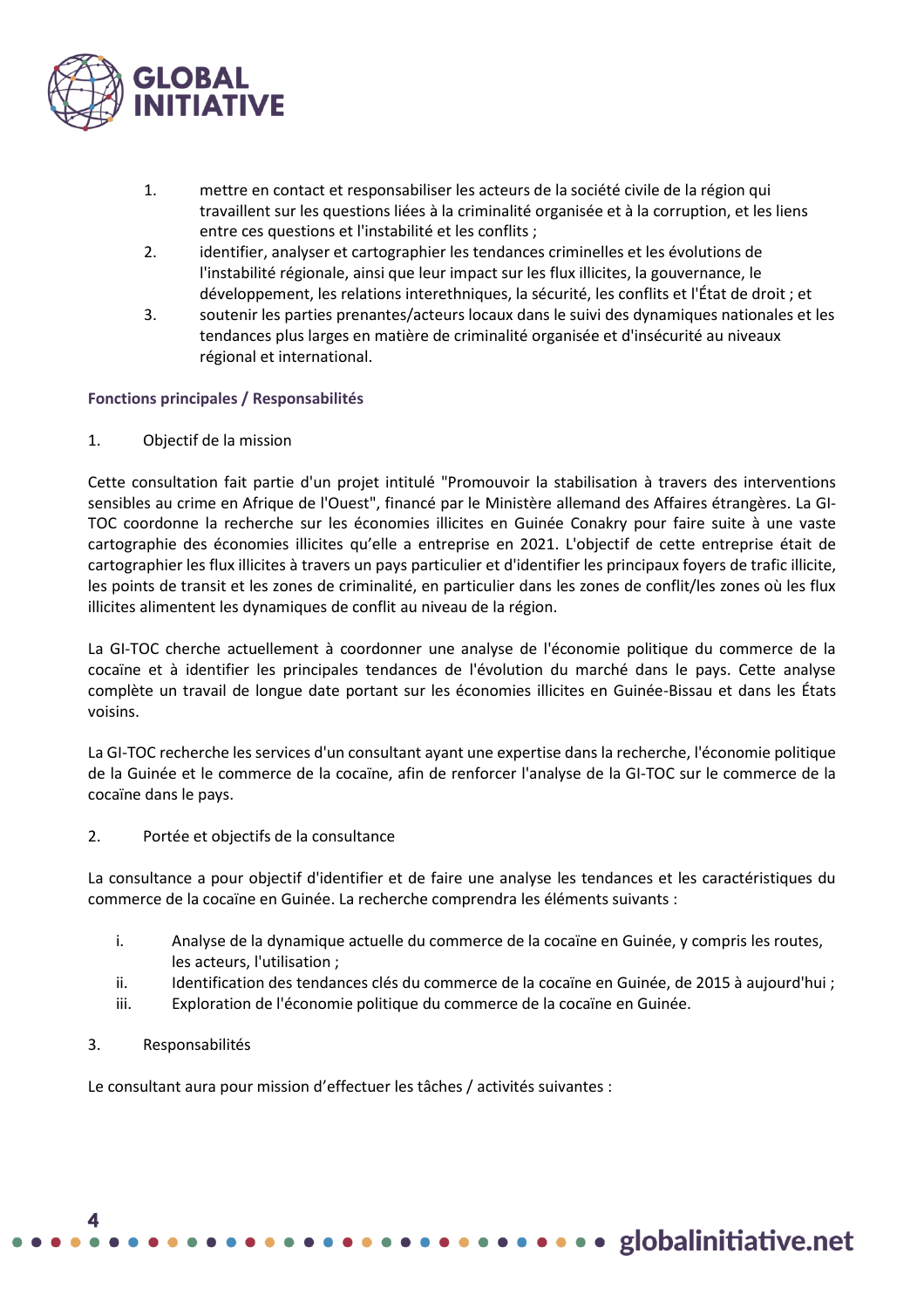1. mettre en contact et responsabiliser les acteurs de la société civile de la région qui travaillent sur les questions liées à la criminalité organisée et à la corruption, et les liens entre ces questions et l'instabilité et les conflits ;
2. identifier, analyser et cartographier les tendances criminelles et les évolutions de l'instabilité régionale, ainsi que leur impact sur les flux illicites, la gouvernance, le développement, les relations interethniques, la sécurité, les conflits et l'État de droit ; et
3. soutenir les parties prenantes/acteurs locaux dans le suivi des dynamiques nationales et les tendances plus larges en matière de criminalité organisée et d'insécurité au niveaux régional et international.

**Fonctions principales / Responsabilités**

1. Objectif de la mission

Cette consultation fait partie d'un projet intitulé "Promouvoir la stabilisation à travers des interventions sensibles au crime en Afrique de l'Ouest", financé par le Ministère allemand des Affaires étrangères. La GI-TOC coordonne la recherche sur les économies illicites en Guinée Conakry pour faire suite à une vaste cartographie des économies illicites qu'elle a entreprise en 2021. L'objectif de cette entreprise était de cartographier les flux illicites à travers un pays particulier et d'identifier les principaux foyers de trafic illicite, les points de transit et les zones de criminalité, en particulier dans les zones de conflit/les zones où les flux illicites alimentent les dynamiques de conflit au niveau de la région.

La GI-TOC cherche actuellement à coordonner une analyse de l'économie politique du commerce de la cocaïne et à identifier les principales tendances de l'évolution du marché dans le pays. Cette analyse complète un travail de longue date portant sur les économies illicites en Guinée-Bissau et dans les États voisins.

La GI-TOC recherche les services d'un consultant ayant une expertise dans la recherche, l'économie politique de la Guinée et le commerce de la cocaïne, afin de renforcer l'analyse de la GI-TOC sur le commerce de la cocaïne dans le pays.

2. Portée et objectifs de la consultance

La consultance a pour objectif d'identifier et de faire une analyse les tendances et les caractéristiques du commerce de la cocaïne en Guinée. La recherche comprendra les éléments suivants :

i. Analyse de la dynamique actuelle du commerce de la cocaïne en Guinée, y compris les routes, les acteurs, l'utilisation ;
ii. Identification des tendances clés du commerce de la cocaïne en Guinée, de 2015 à aujourd'hui ;
iii. Exploration de l'économie politique du commerce de la cocaïne en Guinée.

3. Responsabilités

Le consultant aura pour mission d'effectuer les tâches / activités suivantes :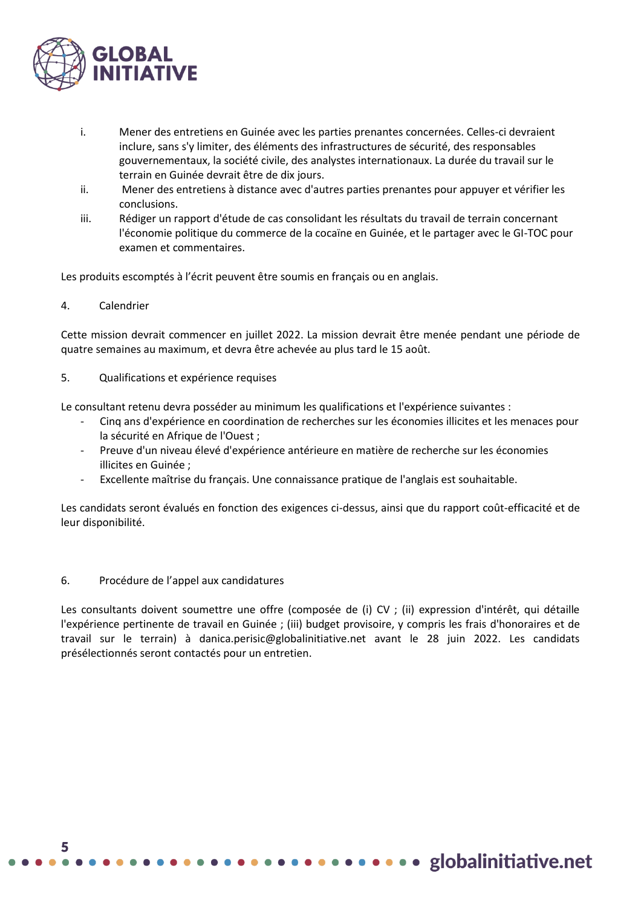i. Mener des entretiens en Guinée avec les parties prenantes concernées. Celles-ci devraient inclure, sans s'y limiter, des éléments des infrastructures de sécurité, des responsables gouvernementaux, la société civile, des analystes internationaux. La durée du travail sur le terrain en Guinée devrait être de dix jours.
ii. Mener des entretiens à distance avec d'autres parties prenantes pour appuyer et vérifier les conclusions.
iii. Rédiger un rapport d'étude de cas consolidant les résultats du travail de terrain concernant l'économie politique du commerce de la cocaïne en Guinée, et le partager avec le GI-TOC pour examen et commentaires.

Les produits escomptés à l'écrit peuvent être soumis en français ou en anglais.

## 4. Calendrier

Cette mission devrait commencer en juillet 2022. La mission devrait être menée pendant une période de quatre semaines au maximum, et devra être achevée au plus tard le 15 août.

## 5. Qualifications et expérience requises

Le consultant retenu devra posséder au minimum les qualifications et l'expérience suivantes :

- Cinq ans d'expérience en coordination de recherches sur les économies illicites et les menaces pour la sécurité en Afrique de l'Ouest ;
- Preuve d'un niveau élevé d'expérience antérieure en matière de recherche sur les économies illicites en Guinée ;
- Excellente maîtrise du français. Une connaissance pratique de l'anglais est souhaitable.

Les candidats seront évalués en fonction des exigences ci-dessus, ainsi que du rapport coût-efficacité et de leur disponibilité.

## 6. Procédure de l'appel aux candidatures

Les consultants doivent soumettre une offre (composée de (i) CV ; (ii) expression d'intérêt, qui détaille l'expérience pertinente de travail en Guinée ; (iii) budget provisoire, y compris les frais d'honoraires et de travail sur le terrain) à danica.perisic@globalinitiative.net avant le 28 juin 2022. Les candidats présélectionnés seront contactés pour un entretien.